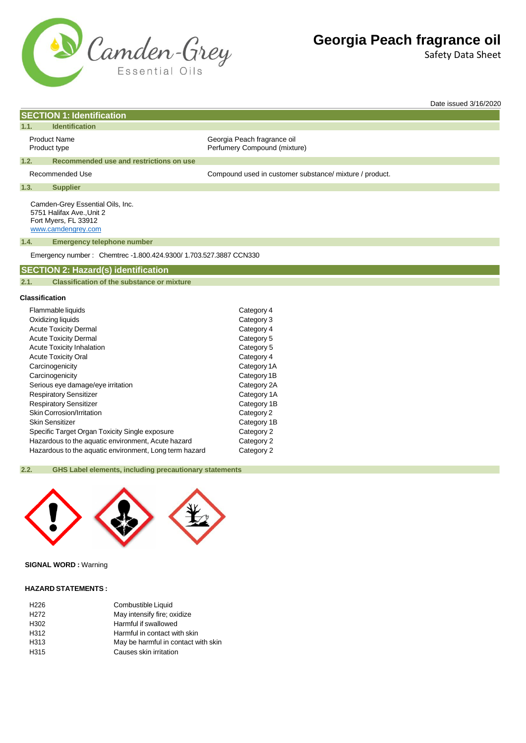# Georgia Peach fragrance oil

Safety Data Sheet

Date issued 3/16/2020

## SECTION 1: Identification

### 1.1. Identification

| | |
|---|---|
| Product Name | Georgia Peach fragrance oil |
| Product type | Perfumery Compound (mixture) |

### 1.2. Recommended use and restrictions on use

| | |
|---|---|
| Recommended Use | Compound used in customer substance/ mixture / product. |

### 1.3. Supplier

Camden-Grey Essential Oils, Inc.
5751 Halifax Ave.,Unit 2
Fort Myers, FL 33912
www.camdengrey.com

### 1.4. Emergency telephone number

Emergency number : Chemtrec -1.800.424.9300/ 1.703.527.3887 CCN330

## SECTION 2: Hazard(s) identification

### 2.1. Classification of the substance or mixture

**Classification**

| | |
|---|---|
| Flammable liquids | Category 4 |
| Oxidizing liquids | Category 3 |
| Acute Toxicity Dermal | Category 4 |
| Acute Toxicity Dermal | Category 5 |
| Acute Toxicity Inhalation | Category 5 |
| Acute Toxicity Oral | Category 4 |
| Carcinogenicity | Category 1A |
| Carcinogenicity | Category 1B |
| Serious eye damage/eye irritation | Category 2A |
| Respiratory Sensitizer | Category 1A |
| Respiratory Sensitizer | Category 1B |
| Skin Corrosion/Irritation | Category 2 |
| Skin Sensitizer | Category 1B |
| Specific Target Organ Toxicity Single exposure | Category 2 |
| Hazardous to the aquatic environment, Acute hazard | Category 2 |
| Hazardous to the aquatic environment, Long term hazard | Category 2 |

### 2.2. GHS Label elements, including precautionary statements

**SIGNAL WORD :** Warning

**HAZARD STATEMENTS :**

| | |
|---|---|
| H226 | Combustible Liquid |
| H272 | May intensify fire; oxidize |
| H302 | Harmful if swallowed |
| H312 | Harmful in contact with skin |
| H313 | May be harmful in contact with skin |
| H315 | Causes skin irritation |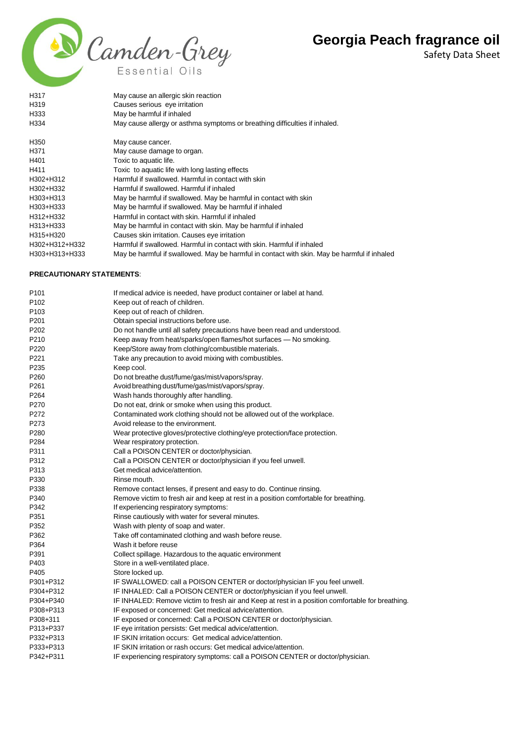| | |
|---|---|
| H317 | May cause an allergic skin reaction |
| H319 | Causes serious eye irritation |
| H333 | May be harmful if inhaled |
| H334 | May cause allergy or asthma symptoms or breathing difficulties if inhaled. |
| H350 | May cause cancer. |
| H371 | May cause damage to organ. |
| H401 | Toxic to aquatic life. |
| H411 | Toxic to aquatic life with long lasting effects |
| H302+H312 | Harmful if swallowed. Harmful in contact with skin |
| H302+H332 | Harmful if swallowed. Harmful if inhaled |
| H303+H313 | May be harmful if swallowed. May be harmful in contact with skin |
| H303+H333 | May be harmful if swallowed. May be harmful if inhaled |
| H312+H332 | Harmful in contact with skin. Harmful if inhaled |
| H313+H333 | May be harmful in contact with skin. May be harmful if inhaled |
| H315+H320 | Causes skin irritation. Causes eye irritation |
| H302+H312+H332 | Harmful if swallowed. Harmful in contact with skin. Harmful if inhaled |
| H303+H313+H333 | May be harmful if swallowed. May be harmful in contact with skin. May be harmful if inhaled |

**PRECAUTIONARY STATEMENTS**:

| | |
|---|---|
| P101 | If medical advice is needed, have product container or label at hand. |
| P102 | Keep out of reach of children. |
| P103 | Keep out of reach of children. |
| P201 | Obtain special instructions before use. |
| P202 | Do not handle until all safety precautions have been read and understood. |
| P210 | Keep away from heat/sparks/open flames/hot surfaces — No smoking. |
| P220 | Keep/Store away from clothing/combustible materials. |
| P221 | Take any precaution to avoid mixing with combustibles. |
| P235 | Keep cool. |
| P260 | Do not breathe dust/fume/gas/mist/vapors/spray. |
| P261 | Avoid breathing dust/fume/gas/mist/vapors/spray. |
| P264 | Wash hands thoroughly after handling. |
| P270 | Do not eat, drink or smoke when using this product. |
| P272 | Contaminated work clothing should not be allowed out of the workplace. |
| P273 | Avoid release to the environment. |
| P280 | Wear protective gloves/protective clothing/eye protection/face protection. |
| P284 | Wear respiratory protection. |
| P311 | Call a POISON CENTER or doctor/physician. |
| P312 | Call a POISON CENTER or doctor/physician if you feel unwell. |
| P313 | Get medical advice/attention. |
| P330 | Rinse mouth. |
| P338 | Remove contact lenses, if present and easy to do. Continue rinsing. |
| P340 | Remove victim to fresh air and keep at rest in a position comfortable for breathing. |
| P342 | If experiencing respiratory symptoms: |
| P351 | Rinse cautiously with water for several minutes. |
| P352 | Wash with plenty of soap and water. |
| P362 | Take off contaminated clothing and wash before reuse. |
| P364 | Wash it before reuse |
| P391 | Collect spillage. Hazardous to the aquatic environment |
| P403 | Store in a well-ventilated place. |
| P405 | Store locked up. |
| P301+P312 | IF SWALLOWED: call a POISON CENTER or doctor/physician IF you feel unwell. |
| P304+P312 | IF INHALED: Call a POISON CENTER or doctor/physician if you feel unwell. |
| P304+P340 | IF INHALED: Remove victim to fresh air and Keep at rest in a position comfortable for breathing. |
| P308+P313 | IF exposed or concerned: Get medical advice/attention. |
| P308+311 | IF exposed or concerned: Call a POISON CENTER or doctor/physician. |
| P313+P337 | IF eye irritation persists: Get medical advice/attention. |
| P332+P313 | IF SKIN irritation occurs: Get medical advice/attention. |
| P333+P313 | IF SKIN irritation or rash occurs: Get medical advice/attention. |
| P342+P311 | IF experiencing respiratory symptoms: call a POISON CENTER or doctor/physician. |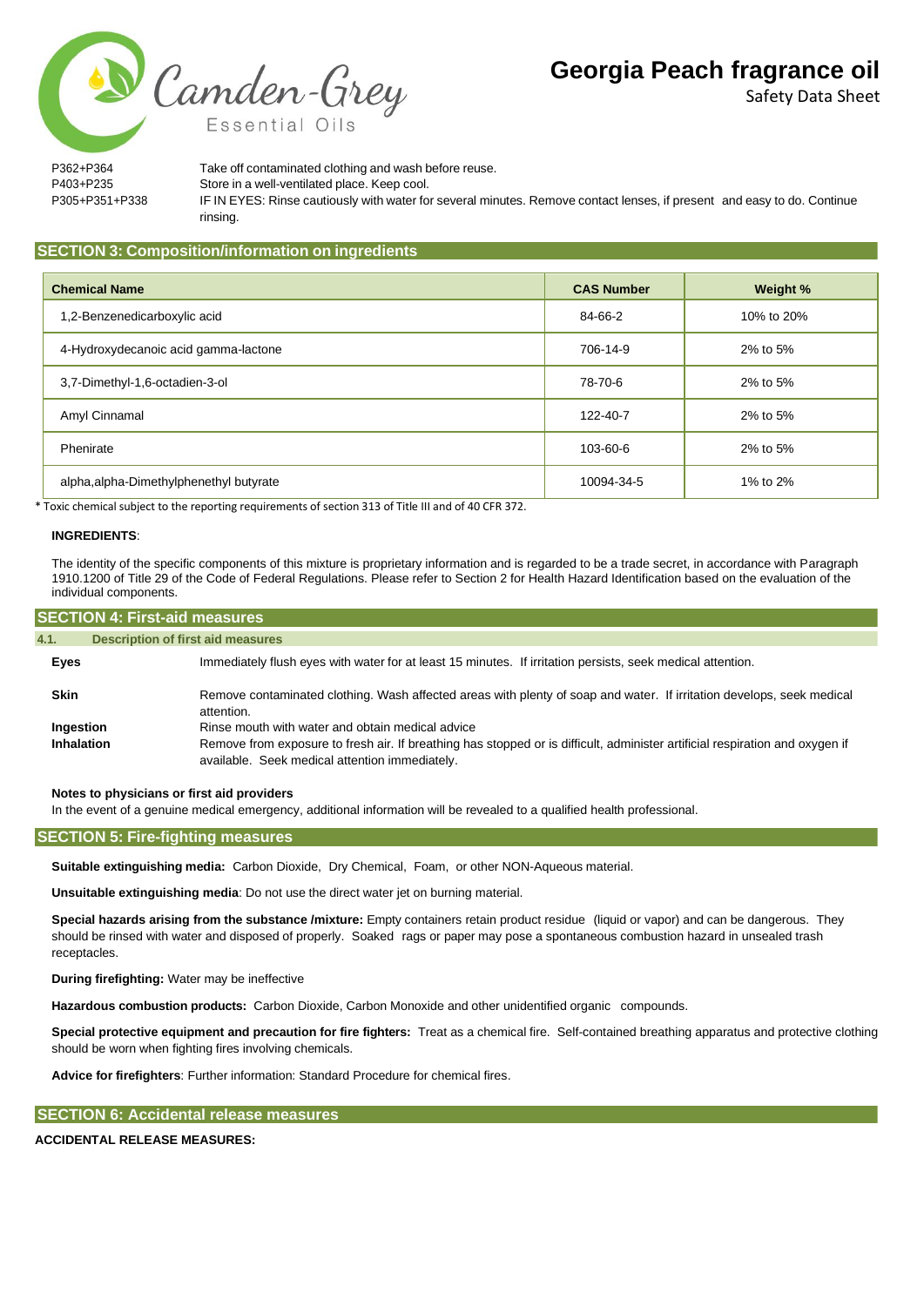| | |
|---|---|
| P362+P364 | Take off contaminated clothing and wash before reuse. |
| P403+P235 | Store in a well-ventilated place. Keep cool. |
| P305+P351+P338 | IF IN EYES: Rinse cautiously with water for several minutes. Remove contact lenses, if present and easy to do. Continue rinsing. |

## SECTION 3: Composition/information on ingredients

| Chemical Name | CAS Number | Weight % |
|---|---|---|
| 1,2-Benzenedicarboxylic acid | 84-66-2 | 10% to 20% |
| 4-Hydroxydecanoic acid gamma-lactone | 706-14-9 | 2% to 5% |
| 3,7-Dimethyl-1,6-octadien-3-ol | 78-70-6 | 2% to 5% |
| Amyl Cinnamal | 122-40-7 | 2% to 5% |
| Phenirate | 103-60-6 | 2% to 5% |
| alpha,alpha-Dimethylphenethyl butyrate | 10094-34-5 | 1% to 2% |

* Toxic chemical subject to the reporting requirements of section 313 of Title III and of 40 CFR 372.

**INGREDIENTS**:

The identity of the specific components of this mixture is proprietary information and is regarded to be a trade secret, in accordance with Paragraph 1910.1200 of Title 29 of the Code of Federal Regulations. Please refer to Section 2 for Health Hazard Identification based on the evaluation of the individual components.

## SECTION 4: First-aid measures

### 4.1. Description of first aid measures

**Eyes** Immediately flush eyes with water for at least 15 minutes. If irritation persists, seek medical attention.

**Skin** Remove contaminated clothing. Wash affected areas with plenty of soap and water. If irritation develops, seek medical attention.

**Ingestion** Rinse mouth with water and obtain medical advice

**Inhalation** Remove from exposure to fresh air. If breathing has stopped or is difficult, administer artificial respiration and oxygen if available. Seek medical attention immediately.

**Notes to physicians or first aid providers**

In the event of a genuine medical emergency, additional information will be revealed to a qualified health professional.

## SECTION 5: Fire-fighting measures

**Suitable extinguishing media:** Carbon Dioxide, Dry Chemical, Foam, or other NON-Aqueous material.

**Unsuitable extinguishing media**: Do not use the direct water jet on burning material.

**Special hazards arising from the substance /mixture:** Empty containers retain product residue (liquid or vapor) and can be dangerous. They should be rinsed with water and disposed of properly. Soaked rags or paper may pose a spontaneous combustion hazard in unsealed trash receptacles.

**During firefighting:** Water may be ineffective

**Hazardous combustion products:** Carbon Dioxide, Carbon Monoxide and other unidentified organic compounds.

**Special protective equipment and precaution for fire fighters:** Treat as a chemical fire. Self-contained breathing apparatus and protective clothing should be worn when fighting fires involving chemicals.

**Advice for firefighters**: Further information: Standard Procedure for chemical fires.

## SECTION 6: Accidental release measures

**ACCIDENTAL RELEASE MEASURES:**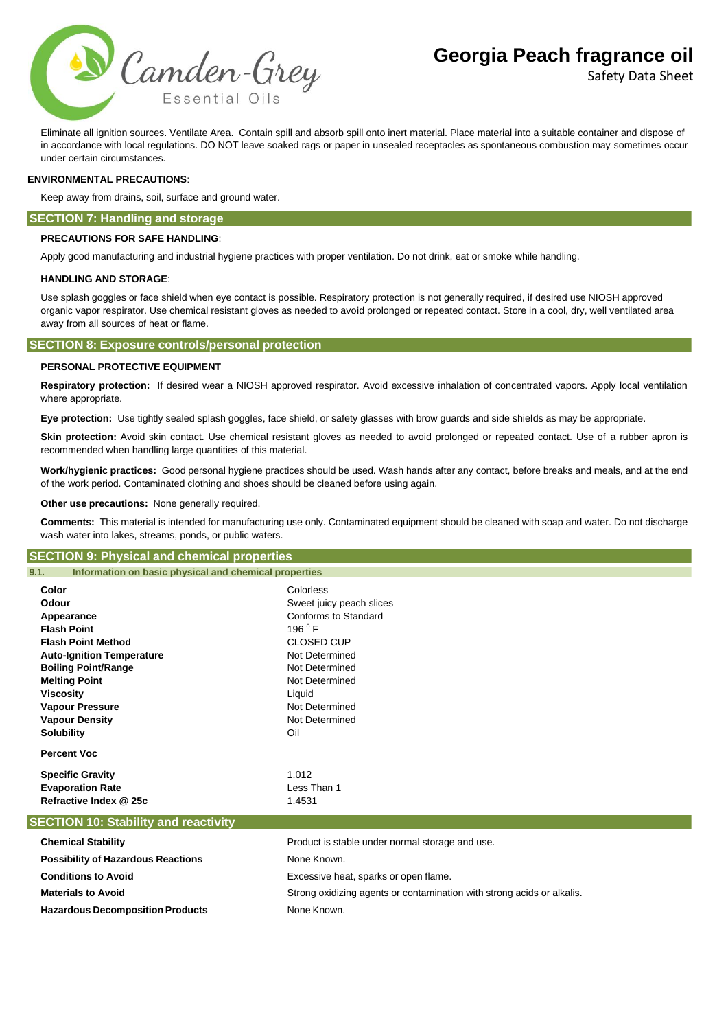Eliminate all ignition sources. Ventilate Area. Contain spill and absorb spill onto inert material. Place material into a suitable container and dispose of in accordance with local regulations. DO NOT leave soaked rags or paper in unsealed receptacles as spontaneous combustion may sometimes occur under certain circumstances.

**ENVIRONMENTAL PRECAUTIONS**:

Keep away from drains, soil, surface and ground water.

## SECTION 7: Handling and storage

**PRECAUTIONS FOR SAFE HANDLING**:

Apply good manufacturing and industrial hygiene practices with proper ventilation. Do not drink, eat or smoke while handling.

**HANDLING AND STORAGE**:

Use splash goggles or face shield when eye contact is possible. Respiratory protection is not generally required, if desired use NIOSH approved organic vapor respirator. Use chemical resistant gloves as needed to avoid prolonged or repeated contact. Store in a cool, dry, well ventilated area away from all sources of heat or flame.

## SECTION 8: Exposure controls/personal protection

**PERSONAL PROTECTIVE EQUIPMENT**

**Respiratory protection:** If desired wear a NIOSH approved respirator. Avoid excessive inhalation of concentrated vapors. Apply local ventilation where appropriate.

**Eye protection:** Use tightly sealed splash goggles, face shield, or safety glasses with brow guards and side shields as may be appropriate.

**Skin protection:** Avoid skin contact. Use chemical resistant gloves as needed to avoid prolonged or repeated contact. Use of a rubber apron is recommended when handling large quantities of this material.

**Work/hygienic practices:** Good personal hygiene practices should be used. Wash hands after any contact, before breaks and meals, and at the end of the work period. Contaminated clothing and shoes should be cleaned before using again.

**Other use precautions:** None generally required.

**Comments:** This material is intended for manufacturing use only. Contaminated equipment should be cleaned with soap and water. Do not discharge wash water into lakes, streams, ponds, or public waters.

## SECTION 9: Physical and chemical properties

### 9.1. Information on basic physical and chemical properties

| | |
|---|---|
| **Color** | Colorless |
| **Odour** | Sweet juicy peach slices |
| **Appearance** | Conforms to Standard |
| **Flash Point** | 196 $^0$ F |
| **Flash Point Method** | CLOSED CUP |
| **Auto-Ignition Temperature** | Not Determined |
| **Boiling Point/Range** | Not Determined |
| **Melting Point** | Not Determined |
| **Viscosity** | Liquid |
| **Vapour Pressure** | Not Determined |
| **Vapour Density** | Not Determined |
| **Solubility** | Oil |
| **Percent Voc** | |
| **Specific Gravity** | 1.012 |
| **Evaporation Rate** | Less Than 1 |
| **Refractive Index @ 25c** | 1.4531 |

## SECTION 10: Stability and reactivity

| | |
|---|---|
| **Chemical Stability** | Product is stable under normal storage and use. |
| **Possibility of Hazardous Reactions** | None Known. |
| **Conditions to Avoid** | Excessive heat, sparks or open flame. |
| **Materials to Avoid** | Strong oxidizing agents or contamination with strong acids or alkalis. |
| **Hazardous Decomposition Products** | None Known. |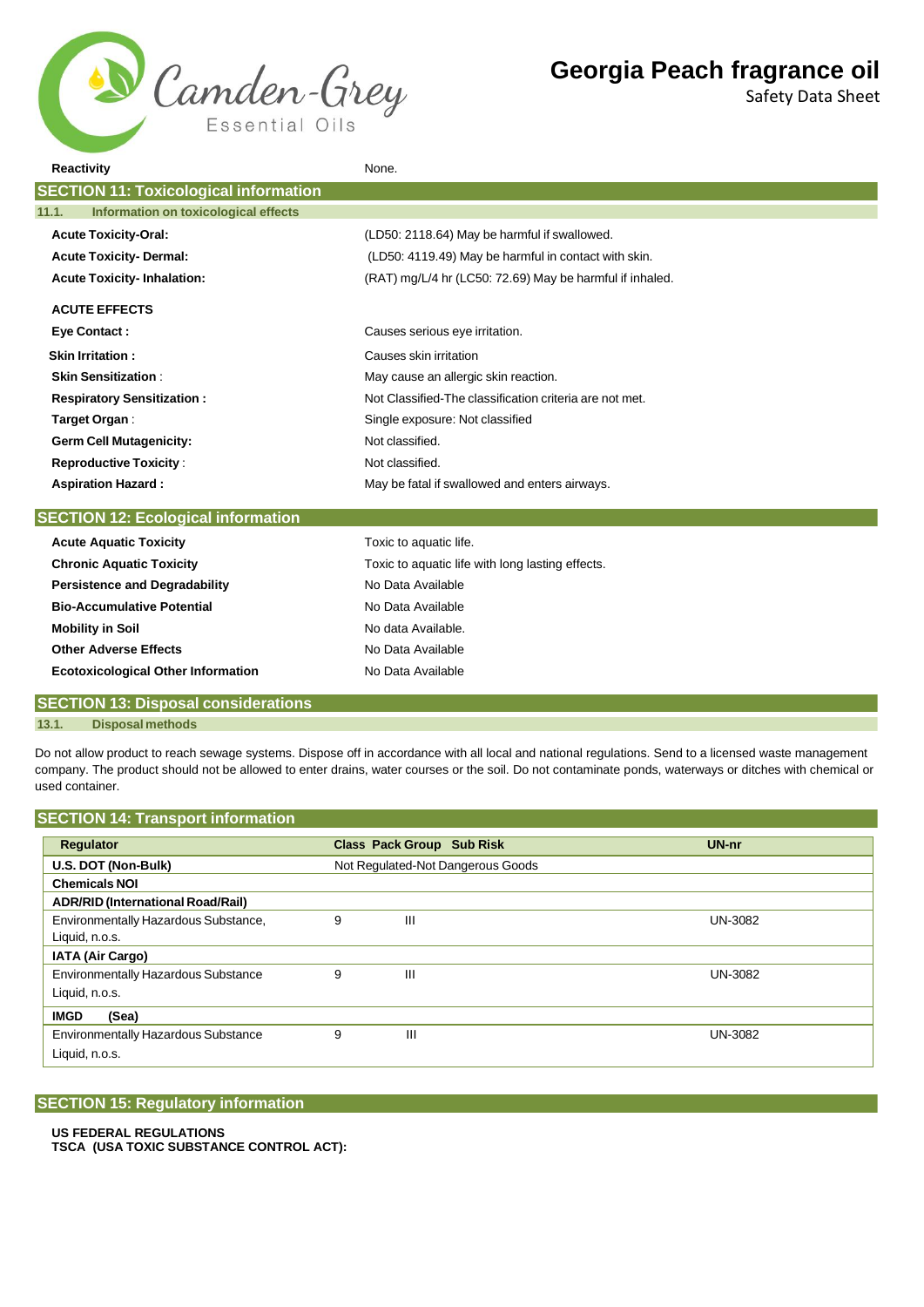| | |
|---|---|
| **Reactivity** | None. |

## SECTION 11: Toxicological information

### 11.1. Information on toxicological effects

| | |
|---|---|
| **Acute Toxicity-Oral:** | (LD50: 2118.64) May be harmful if swallowed. |
| **Acute Toxicity- Dermal:** | (LD50: 4119.49) May be harmful in contact with skin. |
| **Acute Toxicity- Inhalation:** | (RAT) mg/L/4 hr (LC50: 72.69) May be harmful if inhaled. |

**ACUTE EFFECTS**

| | |
|---|---|
| **Eye Contact :** | Causes serious eye irritation. |
| **Skin Irritation :** | Causes skin irritation |
| **Skin Sensitization** : | May cause an allergic skin reaction. |
| **Respiratory Sensitization :** | Not Classified-The classification criteria are not met. |
| **Target Organ** : | Single exposure: Not classified |
| **Germ Cell Mutagenicity:** | Not classified. |
| **Reproductive Toxicity** : | Not classified. |
| **Aspiration Hazard :** | May be fatal if swallowed and enters airways. |

## SECTION 12: Ecological information

| | |
|---|---|
| **Acute Aquatic Toxicity** | Toxic to aquatic life. |
| **Chronic Aquatic Toxicity** | Toxic to aquatic life with long lasting effects. |
| **Persistence and Degradability** | No Data Available |
| **Bio-Accumulative Potential** | No Data Available |
| **Mobility in Soil** | No data Available. |
| **Other Adverse Effects** | No Data Available |
| **Ecotoxicological Other Information** | No Data Available |

## SECTION 13: Disposal considerations

### 13.1. Disposal methods

Do not allow product to reach sewage systems. Dispose off in accordance with all local and national regulations. Send to a licensed waste management company. The product should not be allowed to enter drains, water courses or the soil. Do not contaminate ponds, waterways or ditches with chemical or used container.

## SECTION 14: Transport information

| Regulator | Class | Pack Group | Sub Risk | UN-nr |
|---|---|---|---|---|
| **U.S. DOT (Non-Bulk)** | Not Regulated-Not Dangerous Goods | | | |
| **Chemicals NOI** | | | | |
| **ADR/RID (International Road/Rail)** | | | | |
| Environmentally Hazardous Substance, Liquid, n.o.s. | 9 | III | | UN-3082 |
| **IATA (Air Cargo)** | | | | |
| Environmentally Hazardous Substance Liquid, n.o.s. | 9 | III | | UN-3082 |
| **IMGD (Sea)** | | | | |
| Environmentally Hazardous Substance Liquid, n.o.s. | 9 | III | | UN-3082 |

## SECTION 15: Regulatory information

**US FEDERAL REGULATIONS**
**TSCA (USA TOXIC SUBSTANCE CONTROL ACT):**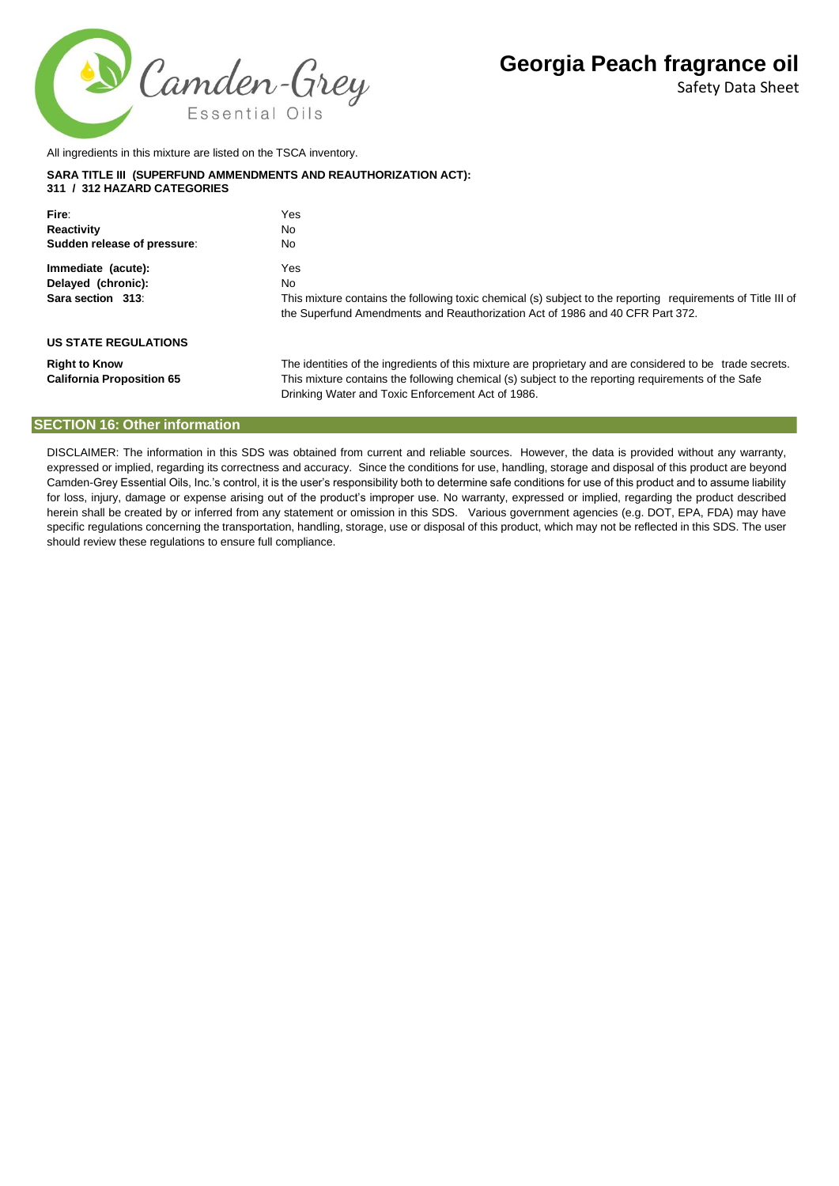All ingredients in this mixture are listed on the TSCA inventory.

**SARA TITLE III (SUPERFUND AMMENDMENTS AND REAUTHORIZATION ACT):**
**311 / 312 HAZARD CATEGORIES**

| | |
|---|---|
| **Fire**: | Yes |
| **Reactivity** | No |
| **Sudden release of pressure**: | No |
| **Immediate (acute):** | Yes |
| **Delayed (chronic):** | No |
| **Sara section 313**: | This mixture contains the following toxic chemical (s) subject to the reporting requirements of Title III of the Superfund Amendments and Reauthorization Act of 1986 and 40 CFR Part 372. |

**US STATE REGULATIONS**

| | |
|---|---|
| **Right to Know** | The identities of the ingredients of this mixture are proprietary and are considered to be trade secrets. |
| **California Proposition 65** | This mixture contains the following chemical (s) subject to the reporting requirements of the Safe Drinking Water and Toxic Enforcement Act of 1986. |

## SECTION 16: Other information

DISCLAIMER: The information in this SDS was obtained from current and reliable sources. However, the data is provided without any warranty, expressed or implied, regarding its correctness and accuracy. Since the conditions for use, handling, storage and disposal of this product are beyond Camden-Grey Essential Oils, Inc.'s control, it is the user's responsibility both to determine safe conditions for use of this product and to assume liability for loss, injury, damage or expense arising out of the product's improper use. No warranty, expressed or implied, regarding the product described herein shall be created by or inferred from any statement or omission in this SDS. Various government agencies (e.g. DOT, EPA, FDA) may have specific regulations concerning the transportation, handling, storage, use or disposal of this product, which may not be reflected in this SDS. The user should review these regulations to ensure full compliance.